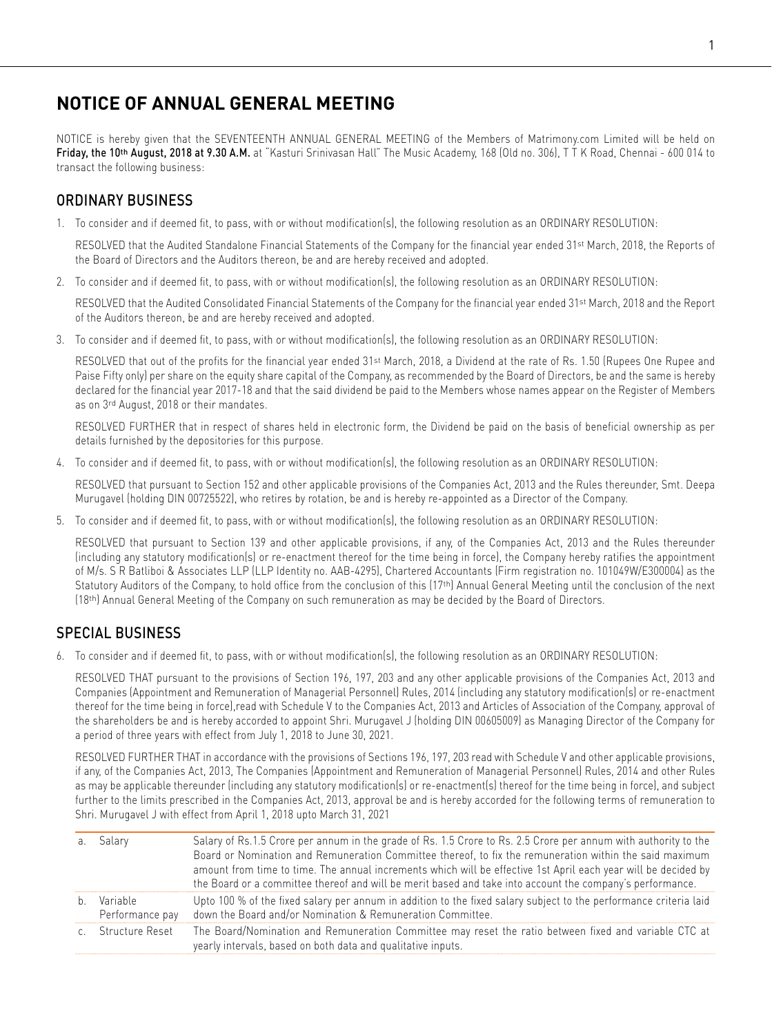# NOTICE OF ANNUAL GENERAL MEETING

NOTICE is hereby given that the SEVENTEENTH ANNUAL GENERAL MEETING of the Members of Matrimony.com Limited will be held on **Friday, the 10th August, 2018 at 9.30 A.M.** at "Kasturi Srinivasan Hall" The Music Academy, 168 (Old no. 306), T T K Road, Chennai - 600 014 to transact the following business:

## ORDINARY BUSINESS

1. To consider and if deemed fit, to pass, with or without modification(s), the following resolution as an ORDINARY RESOLUTION:

   RESOLVED that the Audited Standalone Financial Statements of the Company for the financial year ended 31st March, 2018, the Reports of the Board of Directors and the Auditors thereon, be and are hereby received and adopted.

2. To consider and if deemed fit, to pass, with or without modification(s), the following resolution as an ORDINARY RESOLUTION:

   RESOLVED that the Audited Consolidated Financial Statements of the Company for the financial year ended 31st March, 2018 and the Report of the Auditors thereon, be and are hereby received and adopted.

3. To consider and if deemed fit, to pass, with or without modification(s), the following resolution as an ORDINARY RESOLUTION:

   RESOLVED that out of the profits for the financial year ended 31st March, 2018, a Dividend at the rate of Rs. 1.50 (Rupees One Rupee and Paise Fifty only) per share on the equity share capital of the Company, as recommended by the Board of Directors, be and the same is hereby declared for the financial year 2017-18 and that the said dividend be paid to the Members whose names appear on the Register of Members as on 3rd August, 2018 or their mandates.

   RESOLVED FURTHER that in respect of shares held in electronic form, the Dividend be paid on the basis of beneficial ownership as per details furnished by the depositories for this purpose.

4. To consider and if deemed fit, to pass, with or without modification(s), the following resolution as an ORDINARY RESOLUTION:

   RESOLVED that pursuant to Section 152 and other applicable provisions of the Companies Act, 2013 and the Rules thereunder, Smt. Deepa Murugavel (holding DIN 00725522), who retires by rotation, be and is hereby re-appointed as a Director of the Company.

5. To consider and if deemed fit, to pass, with or without modification(s), the following resolution as an ORDINARY RESOLUTION:

   RESOLVED that pursuant to Section 139 and other applicable provisions, if any, of the Companies Act, 2013 and the Rules thereunder (including any statutory modification(s) or re-enactment thereof for the time being in force), the Company hereby ratifies the appointment of M/s. S R Batliboi & Associates LLP (LLP Identity no. AAB-4295), Chartered Accountants (Firm registration no. 101049W/E300004) as the Statutory Auditors of the Company, to hold office from the conclusion of this (17th) Annual General Meeting until the conclusion of the next (18th) Annual General Meeting of the Company on such remuneration as may be decided by the Board of Directors.

## SPECIAL BUSINESS

6. To consider and if deemed fit, to pass, with or without modification(s), the following resolution as an ORDINARY RESOLUTION:

   RESOLVED THAT pursuant to the provisions of Section 196, 197, 203 and any other applicable provisions of the Companies Act, 2013 and Companies (Appointment and Remuneration of Managerial Personnel) Rules, 2014 (including any statutory modification(s) or re-enactment thereof for the time being in force),read with Schedule V to the Companies Act, 2013 and Articles of Association of the Company, approval of the shareholders be and is hereby accorded to appoint Shri. Murugavel J (holding DIN 00605009) as Managing Director of the Company for a period of three years with effect from July 1, 2018 to June 30, 2021.

   RESOLVED FURTHER THAT in accordance with the provisions of Sections 196, 197, 203 read with Schedule V and other applicable provisions, if any, of the Companies Act, 2013, The Companies (Appointment and Remuneration of Managerial Personnel) Rules, 2014 and other Rules as may be applicable thereunder (including any statutory modification(s) or re-enactment(s) thereof for the time being in force), and subject further to the limits prescribed in the Companies Act, 2013, approval be and is hereby accorded for the following terms of remuneration to Shri. Murugavel J with effect from April 1, 2018 upto March 31, 2021

| | | |
|---|---|---|
| a. | Salary | Salary of Rs.1.5 Crore per annum in the grade of Rs. 1.5 Crore to Rs. 2.5 Crore per annum with authority to the Board or Nomination and Remuneration Committee thereof, to fix the remuneration within the said maximum amount from time to time. The annual increments which will be effective 1st April each year will be decided by the Board or a committee thereof and will be merit based and take into account the company's performance. |
| b. | Variable Performance pay | Upto 100 % of the fixed salary per annum in addition to the fixed salary subject to the performance criteria laid down the Board and/or Nomination & Remuneration Committee. |
| c. | Structure Reset | The Board/Nomination and Remuneration Committee may reset the ratio between fixed and variable CTC at yearly intervals, based on both data and qualitative inputs. |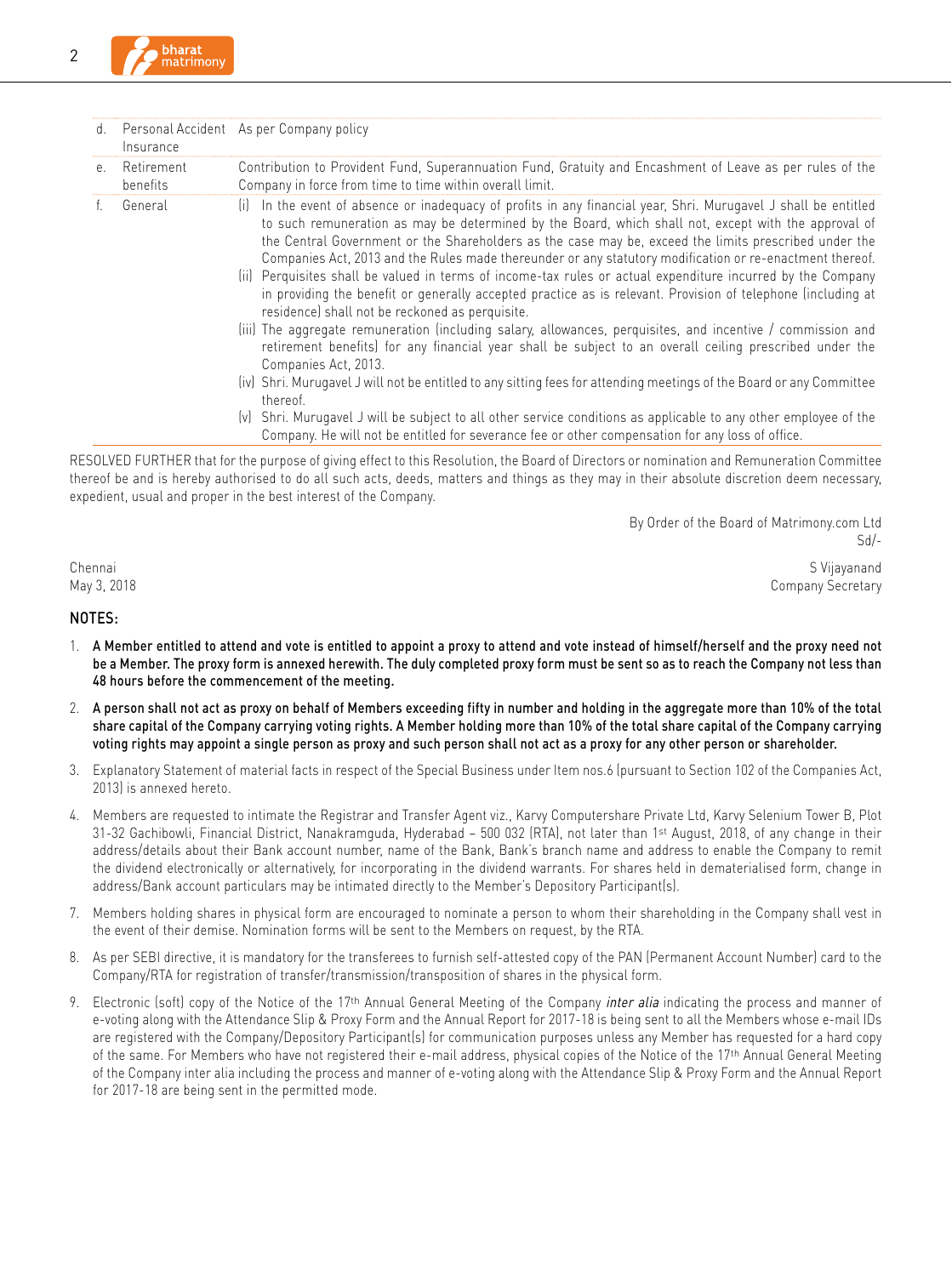| | | |
|---|---|---|
| d. | Personal Accident Insurance | As per Company policy |
| e. | Retirement benefits | Contribution to Provident Fund, Superannuation Fund, Gratuity and Encashment of Leave as per rules of the Company in force from time to time within overall limit. |
| f. | General | (i) In the event of absence or inadequacy of profits in any financial year, Shri. Murugavel J shall be entitled to such remuneration as may be determined by the Board, which shall not, except with the approval of the Central Government or the Shareholders as the case may be, exceed the limits prescribed under the Companies Act, 2013 and the Rules made thereunder or any statutory modification or re-enactment thereof.<br>(ii) Perquisites shall be valued in terms of income-tax rules or actual expenditure incurred by the Company in providing the benefit or generally accepted practice as is relevant. Provision of telephone (including at residence) shall not be reckoned as perquisite.<br>(iii) The aggregate remuneration (including salary, allowances, perquisites, and incentive / commission and retirement benefits) for any financial year shall be subject to an overall ceiling prescribed under the Companies Act, 2013.<br>(iv) Shri. Murugavel J will not be entitled to any sitting fees for attending meetings of the Board or any Committee thereof.<br>(v) Shri. Murugavel J will be subject to all other service conditions as applicable to any other employee of the Company. He will not be entitled for severance fee or other compensation for any loss of office. |

RESOLVED FURTHER that for the purpose of giving effect to this Resolution, the Board of Directors or nomination and Remuneration Committee thereof be and is hereby authorised to do all such acts, deeds, matters and things as they may in their absolute discretion deem necessary, expedient, usual and proper in the best interest of the Company.

By Order of the Board of Matrimony.com Ltd
Sd/-

Chennai
May 3, 2018

S Vijayanand
Company Secretary

## NOTES:

1. **A Member entitled to attend and vote is entitled to appoint a proxy to attend and vote instead of himself/herself and the proxy need not be a Member. The proxy form is annexed herewith. The duly completed proxy form must be sent so as to reach the Company not less than 48 hours before the commencement of the meeting.**

2. **A person shall not act as proxy on behalf of Members exceeding fifty in number and holding in the aggregate more than 10% of the total share capital of the Company carrying voting rights. A Member holding more than 10% of the total share capital of the Company carrying voting rights may appoint a single person as proxy and such person shall not act as a proxy for any other person or shareholder.**

3. Explanatory Statement of material facts in respect of the Special Business under Item nos.6 (pursuant to Section 102 of the Companies Act, 2013) is annexed hereto.

4. Members are requested to intimate the Registrar and Transfer Agent viz., Karvy Computershare Private Ltd, Karvy Selenium Tower B, Plot 31-32 Gachibowli, Financial District, Nanakramguda, Hyderabad – 500 032 (RTA), not later than 1st August, 2018, of any change in their address/details about their Bank account number, name of the Bank, Bank's branch name and address to enable the Company to remit the dividend electronically or alternatively, for incorporating in the dividend warrants. For shares held in dematerialised form, change in address/Bank account particulars may be intimated directly to the Member's Depository Participant(s).

7. Members holding shares in physical form are encouraged to nominate a person to whom their shareholding in the Company shall vest in the event of their demise. Nomination forms will be sent to the Members on request, by the RTA.

8. As per SEBI directive, it is mandatory for the transferees to furnish self-attested copy of the PAN (Permanent Account Number) card to the Company/RTA for registration of transfer/transmission/transposition of shares in the physical form.

9. Electronic (soft) copy of the Notice of the 17th Annual General Meeting of the Company *inter alia* indicating the process and manner of e-voting along with the Attendance Slip & Proxy Form and the Annual Report for 2017-18 is being sent to all the Members whose e-mail IDs are registered with the Company/Depository Participant(s) for communication purposes unless any Member has requested for a hard copy of the same. For Members who have not registered their e-mail address, physical copies of the Notice of the 17th Annual General Meeting of the Company inter alia including the process and manner of e-voting along with the Attendance Slip & Proxy Form and the Annual Report for 2017-18 are being sent in the permitted mode.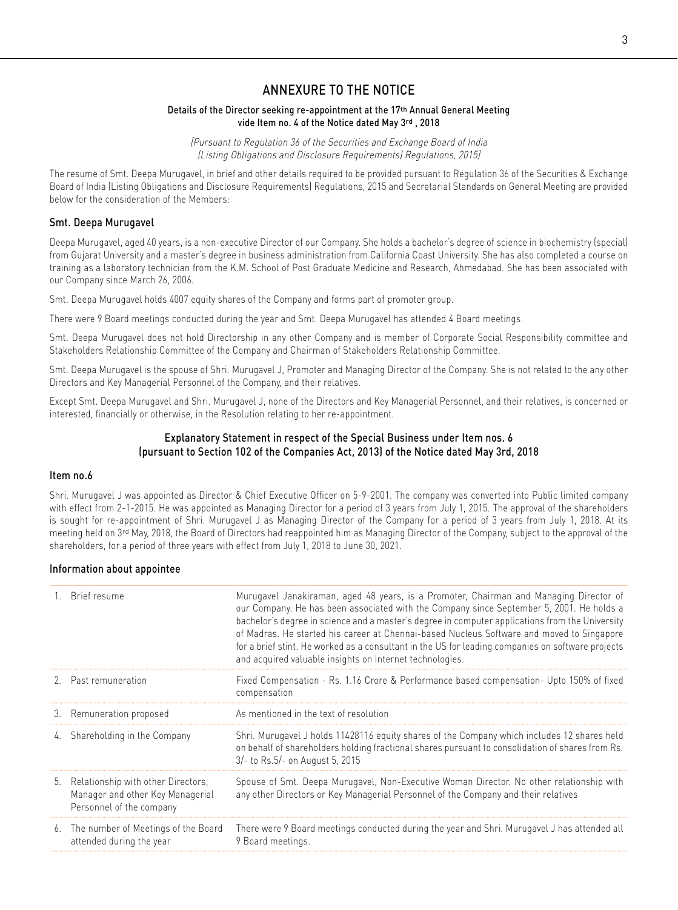# ANNEXURE TO THE NOTICE

**Details of the Director seeking re-appointment at the 17th Annual General Meeting vide Item no. 4 of the Notice dated May 3rd , 2018**

*[Pursuant to Regulation 36 of the Securities and Exchange Board of India (Listing Obligations and Disclosure Requirements) Regulations, 2015]*

The resume of Smt. Deepa Murugavel, in brief and other details required to be provided pursuant to Regulation 36 of the Securities & Exchange Board of India (Listing Obligations and Disclosure Requirements) Regulations, 2015 and Secretarial Standards on General Meeting are provided below for the consideration of the Members:

## Smt. Deepa Murugavel

Deepa Murugavel, aged 40 years, is a non-executive Director of our Company. She holds a bachelor's degree of science in biochemistry (special) from Gujarat University and a master's degree in business administration from California Coast University. She has also completed a course on training as a laboratory technician from the K.M. School of Post Graduate Medicine and Research, Ahmedabad. She has been associated with our Company since March 26, 2006.

Smt. Deepa Murugavel holds 4007 equity shares of the Company and forms part of promoter group.

There were 9 Board meetings conducted during the year and Smt. Deepa Murugavel has attended 4 Board meetings.

Smt. Deepa Murugavel does not hold Directorship in any other Company and is member of Corporate Social Responsibility committee and Stakeholders Relationship Committee of the Company and Chairman of Stakeholders Relationship Committee.

Smt. Deepa Murugavel is the spouse of Shri. Murugavel J, Promoter and Managing Director of the Company. She is not related to the any other Directors and Key Managerial Personnel of the Company, and their relatives.

Except Smt. Deepa Murugavel and Shri. Murugavel J, none of the Directors and Key Managerial Personnel, and their relatives, is concerned or interested, financially or otherwise, in the Resolution relating to her re-appointment.

**Explanatory Statement in respect of the Special Business under Item nos. 6 (pursuant to Section 102 of the Companies Act, 2013) of the Notice dated May 3rd, 2018**

## Item no.6

Shri. Murugavel J was appointed as Director & Chief Executive Officer on 5-9-2001. The company was converted into Public limited company with effect from 2-1-2015. He was appointed as Managing Director for a period of 3 years from July 1, 2015. The approval of the shareholders is sought for re-appointment of Shri. Murugavel J as Managing Director of the Company for a period of 3 years from July 1, 2018. At its meeting held on 3rd May, 2018, the Board of Directors had reappointed him as Managing Director of the Company, subject to the approval of the shareholders, for a period of three years with effect from July 1, 2018 to June 30, 2021.

## Information about appointee

| | |
|---|---|
| 1. Brief resume | Murugavel Janakiraman, aged 48 years, is a Promoter, Chairman and Managing Director of our Company. He has been associated with the Company since September 5, 2001. He holds a bachelor's degree in science and a master's degree in computer applications from the University of Madras. He started his career at Chennai-based Nucleus Software and moved to Singapore for a brief stint. He worked as a consultant in the US for leading companies on software projects and acquired valuable insights on Internet technologies. |
| 2. Past remuneration | Fixed Compensation - Rs. 1.16 Crore & Performance based compensation- Upto 150% of fixed compensation |
| 3. Remuneration proposed | As mentioned in the text of resolution |
| 4. Shareholding in the Company | Shri. Murugavel J holds 11428116 equity shares of the Company which includes 12 shares held on behalf of shareholders holding fractional shares pursuant to consolidation of shares from Rs. 3/- to Rs.5/- on August 5, 2015 |
| 5. Relationship with other Directors, Manager and other Key Managerial Personnel of the company | Spouse of Smt. Deepa Murugavel, Non-Executive Woman Director. No other relationship with any other Directors or Key Managerial Personnel of the Company and their relatives |
| 6. The number of Meetings of the Board attended during the year | There were 9 Board meetings conducted during the year and Shri. Murugavel J has attended all 9 Board meetings. |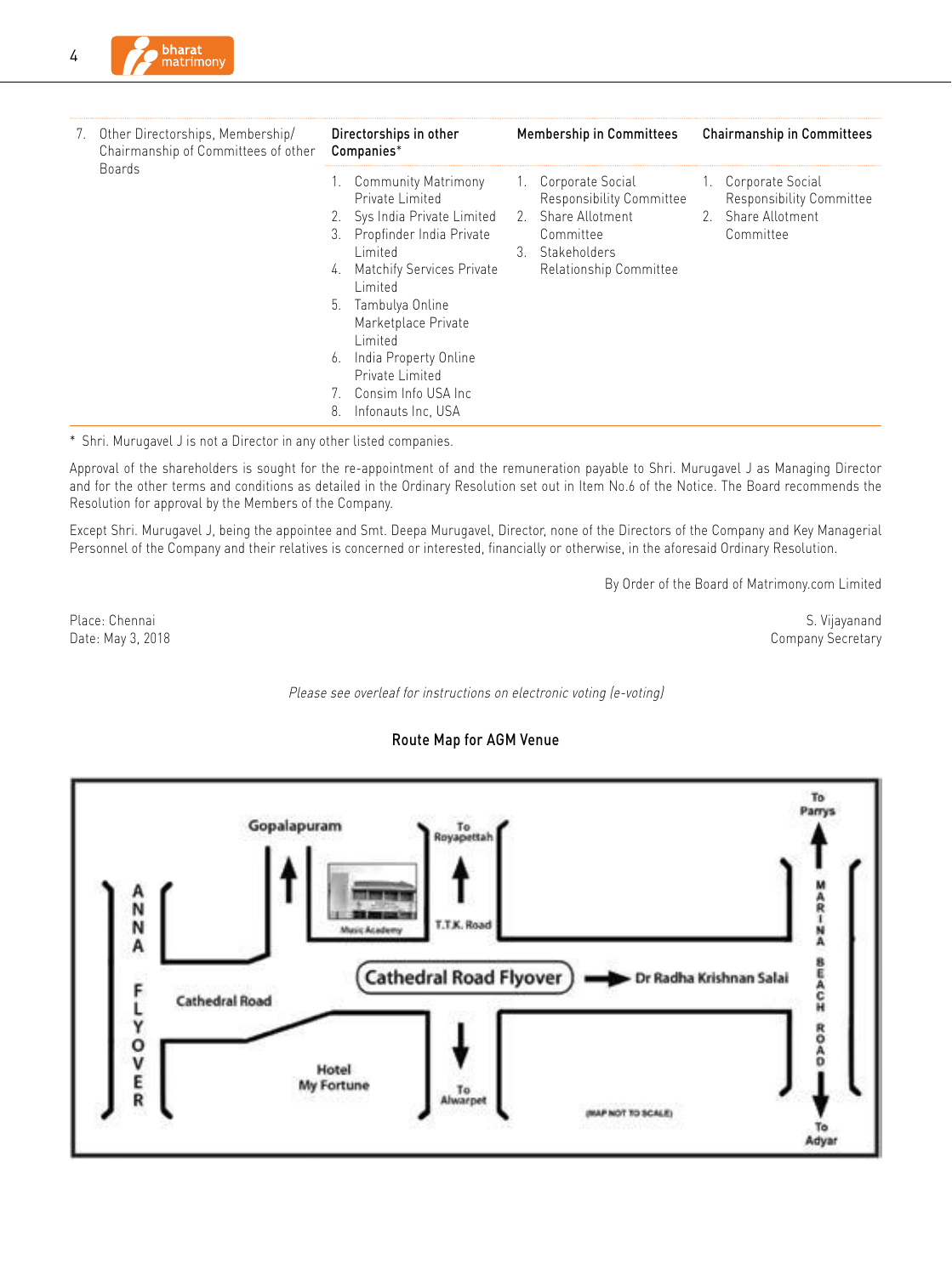| 7. Other Directorships, Membership/ Chairmanship of Committees of other Boards | Directorships in other Companies* | Membership in Committees | Chairmanship in Committees |
|---|---|---|---|
| | 1. Community Matrimony Private Limited<br>2. Sys India Private Limited<br>3. Propfinder India Private Limited<br>4. Matchify Services Private Limited<br>5. Tambulya Online Marketplace Private Limited<br>6. India Property Online Private Limited<br>7. Consim Info USA Inc<br>8. Infonauts Inc, USA | 1. Corporate Social Responsibility Committee<br>2. Share Allotment Committee<br>3. Stakeholders Relationship Committee | 1. Corporate Social Responsibility Committee<br>2. Share Allotment Committee |

* Shri. Murugavel J is not a Director in any other listed companies.

Approval of the shareholders is sought for the re-appointment of and the remuneration payable to Shri. Murugavel J as Managing Director and for the other terms and conditions as detailed in the Ordinary Resolution set out in Item No.6 of the Notice. The Board recommends the Resolution for approval by the Members of the Company.

Except Shri. Murugavel J, being the appointee and Smt. Deepa Murugavel, Director, none of the Directors of the Company and Key Managerial Personnel of the Company and their relatives is concerned or interested, financially or otherwise, in the aforesaid Ordinary Resolution.

By Order of the Board of Matrimony.com Limited

Place: Chennai
Date: May 3, 2018

S. Vijayanand
Company Secretary

*Please see overleaf for instructions on electronic voting (e-voting)*

## Route Map for AGM Venue

Gopalapuram | To Royapettah | To Parrys | Music Academy | T.T.K. Road | ANNA FLYOVER | Cathedral Road Flyover | Dr Radha Krishnan Salai | MARINA BEACH ROAD | Cathedral Road | Hotel My Fortune | To Alwarpet | (MAP NOT TO SCALE) | To Adyar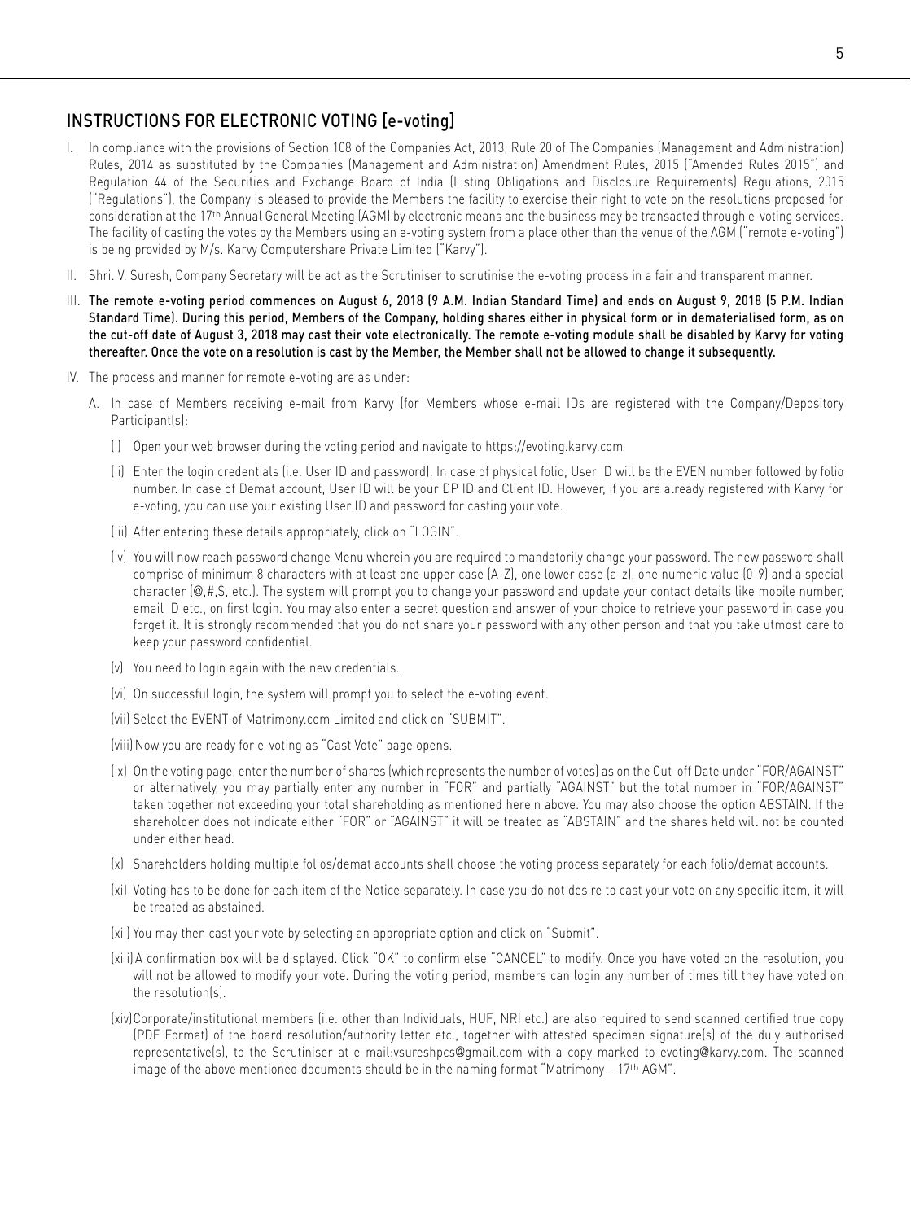## INSTRUCTIONS FOR ELECTRONIC VOTING [e-voting]

I. In compliance with the provisions of Section 108 of the Companies Act, 2013, Rule 20 of The Companies (Management and Administration) Rules, 2014 as substituted by the Companies (Management and Administration) Amendment Rules, 2015 ("Amended Rules 2015") and Regulation 44 of the Securities and Exchange Board of India (Listing Obligations and Disclosure Requirements) Regulations, 2015 ("Regulations"), the Company is pleased to provide the Members the facility to exercise their right to vote on the resolutions proposed for consideration at the 17th Annual General Meeting (AGM) by electronic means and the business may be transacted through e-voting services. The facility of casting the votes by the Members using an e-voting system from a place other than the venue of the AGM ("remote e-voting") is being provided by M/s. Karvy Computershare Private Limited ("Karvy").

II. Shri. V. Suresh, Company Secretary will be act as the Scrutiniser to scrutinise the e-voting process in a fair and transparent manner.

III. **The remote e-voting period commences on August 6, 2018 (9 A.M. Indian Standard Time) and ends on August 9, 2018 (5 P.M. Indian Standard Time). During this period, Members of the Company, holding shares either in physical form or in dematerialised form, as on the cut-off date of August 3, 2018 may cast their vote electronically. The remote e-voting module shall be disabled by Karvy for voting thereafter. Once the vote on a resolution is cast by the Member, the Member shall not be allowed to change it subsequently.**

IV. The process and manner for remote e-voting are as under:

A. In case of Members receiving e-mail from Karvy (for Members whose e-mail IDs are registered with the Company/Depository Participant(s):

(i) Open your web browser during the voting period and navigate to https://evoting.karvy.com

(ii) Enter the login credentials (i.e. User ID and password). In case of physical folio, User ID will be the EVEN number followed by folio number. In case of Demat account, User ID will be your DP ID and Client ID. However, if you are already registered with Karvy for e-voting, you can use your existing User ID and password for casting your vote.

(iii) After entering these details appropriately, click on "LOGIN".

(iv) You will now reach password change Menu wherein you are required to mandatorily change your password. The new password shall comprise of minimum 8 characters with at least one upper case (A-Z), one lower case (a-z), one numeric value (0-9) and a special character (@,#,$, etc.). The system will prompt you to change your password and update your contact details like mobile number, email ID etc., on first login. You may also enter a secret question and answer of your choice to retrieve your password in case you forget it. It is strongly recommended that you do not share your password with any other person and that you take utmost care to keep your password confidential.

(v) You need to login again with the new credentials.

(vi) On successful login, the system will prompt you to select the e-voting event.

(vii) Select the EVENT of Matrimony.com Limited and click on "SUBMIT".

(viii) Now you are ready for e-voting as "Cast Vote" page opens.

(ix) On the voting page, enter the number of shares (which represents the number of votes) as on the Cut-off Date under "FOR/AGAINST" or alternatively, you may partially enter any number in "FOR" and partially "AGAINST" but the total number in "FOR/AGAINST" taken together not exceeding your total shareholding as mentioned herein above. You may also choose the option ABSTAIN. If the shareholder does not indicate either "FOR" or "AGAINST" it will be treated as "ABSTAIN" and the shares held will not be counted under either head.

(x) Shareholders holding multiple folios/demat accounts shall choose the voting process separately for each folio/demat accounts.

(xi) Voting has to be done for each item of the Notice separately. In case you do not desire to cast your vote on any specific item, it will be treated as abstained.

(xii) You may then cast your vote by selecting an appropriate option and click on "Submit".

(xiii) A confirmation box will be displayed. Click "OK" to confirm else "CANCEL" to modify. Once you have voted on the resolution, you will not be allowed to modify your vote. During the voting period, members can login any number of times till they have voted on the resolution(s).

(xiv) Corporate/institutional members (i.e. other than Individuals, HUF, NRI etc.) are also required to send scanned certified true copy (PDF Format) of the board resolution/authority letter etc., together with attested specimen signature(s) of the duly authorised representative(s), to the Scrutiniser at e-mail:vsureshpcs@gmail.com with a copy marked to evoting@karvy.com. The scanned image of the above mentioned documents should be in the naming format "Matrimony – 17th AGM".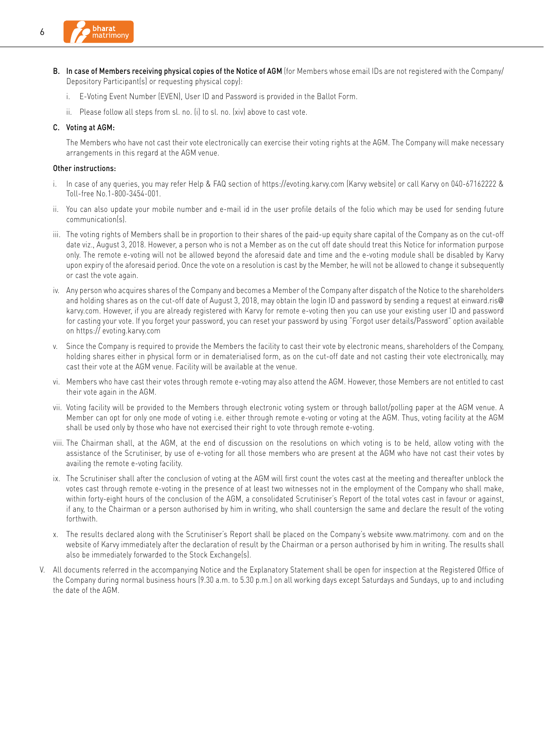B. **In case of Members receiving physical copies of the Notice of AGM** (for Members whose email IDs are not registered with the Company/ Depository Participant(s) or requesting physical copy):

   i. E-Voting Event Number (EVEN), User ID and Password is provided in the Ballot Form.

   ii. Please follow all steps from sl. no. (i) to sl. no. (xiv) above to cast vote.

C. **Voting at AGM:**

   The Members who have not cast their vote electronically can exercise their voting rights at the AGM. The Company will make necessary arrangements in this regard at the AGM venue.

**Other instructions:**

i. In case of any queries, you may refer Help & FAQ section of https://evoting.karvy.com (Karvy website) or call Karvy on 040-67162222 & Toll-free No.1-800-3454-001.

ii. You can also update your mobile number and e-mail id in the user profile details of the folio which may be used for sending future communication(s).

iii. The voting rights of Members shall be in proportion to their shares of the paid-up equity share capital of the Company as on the cut-off date viz., August 3, 2018. However, a person who is not a Member as on the cut off date should treat this Notice for information purpose only. The remote e-voting will not be allowed beyond the aforesaid date and time and the e-voting module shall be disabled by Karvy upon expiry of the aforesaid period. Once the vote on a resolution is cast by the Member, he will not be allowed to change it subsequently or cast the vote again.

iv. Any person who acquires shares of the Company and becomes a Member of the Company after dispatch of the Notice to the shareholders and holding shares as on the cut-off date of August 3, 2018, may obtain the login ID and password by sending a request at einward.ris@karvy.com. However, if you are already registered with Karvy for remote e-voting then you can use your existing user ID and password for casting your vote. If you forget your password, you can reset your password by using "Forgot user details/Password" option available on https:// evoting.karvy.com

v. Since the Company is required to provide the Members the facility to cast their vote by electronic means, shareholders of the Company, holding shares either in physical form or in dematerialised form, as on the cut-off date and not casting their vote electronically, may cast their vote at the AGM venue. Facility will be available at the venue.

vi. Members who have cast their votes through remote e-voting may also attend the AGM. However, those Members are not entitled to cast their vote again in the AGM.

vii. Voting facility will be provided to the Members through electronic voting system or through ballot/polling paper at the AGM venue. A Member can opt for only one mode of voting i.e. either through remote e-voting or voting at the AGM. Thus, voting facility at the AGM shall be used only by those who have not exercised their right to vote through remote e-voting.

viii. The Chairman shall, at the AGM, at the end of discussion on the resolutions on which voting is to be held, allow voting with the assistance of the Scrutiniser, by use of e-voting for all those members who are present at the AGM who have not cast their votes by availing the remote e-voting facility.

ix. The Scrutiniser shall after the conclusion of voting at the AGM will first count the votes cast at the meeting and thereafter unblock the votes cast through remote e-voting in the presence of at least two witnesses not in the employment of the Company who shall make, within forty-eight hours of the conclusion of the AGM, a consolidated Scrutiniser's Report of the total votes cast in favour or against, if any, to the Chairman or a person authorised by him in writing, who shall countersign the same and declare the result of the voting forthwith.

x. The results declared along with the Scrutiniser's Report shall be placed on the Company's website www.matrimony. com and on the website of Karvy immediately after the declaration of result by the Chairman or a person authorised by him in writing. The results shall also be immediately forwarded to the Stock Exchange(s).

V. All documents referred in the accompanying Notice and the Explanatory Statement shall be open for inspection at the Registered Office of the Company during normal business hours (9.30 a.m. to 5.30 p.m.) on all working days except Saturdays and Sundays, up to and including the date of the AGM.